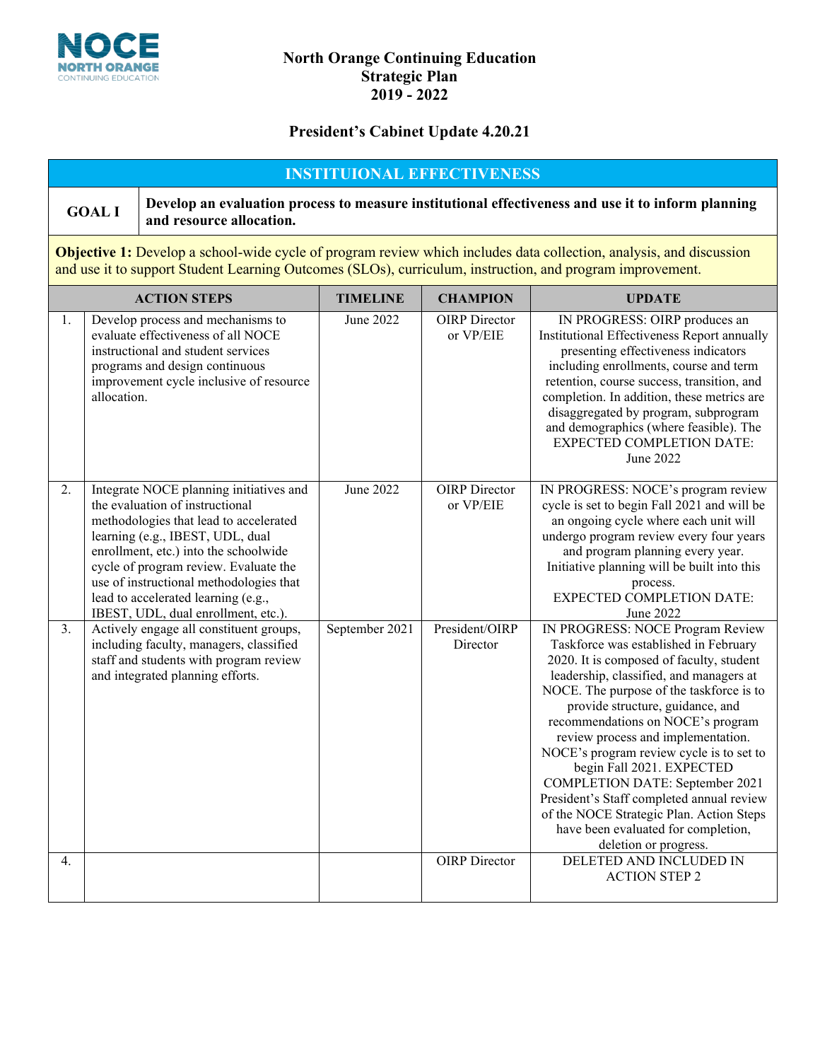# North Orange Continuing Education
## Strategic Plan
## 2019 - 2022

## President's Cabinet Update 4.20.21

## INSTITUIONAL EFFECTIVENESS

| GOAL I | Develop an evaluation process to measure institutional effectiveness and use it to inform planning and resource allocation. |
|---|---|

**Objective 1:** Develop a school-wide cycle of program review which includes data collection, analysis, and discussion and use it to support Student Learning Outcomes (SLOs), curriculum, instruction, and program improvement.

| | ACTION STEPS | TIMELINE | CHAMPION | UPDATE |
|---|---|---|---|---|
| 1. | Develop process and mechanisms to evaluate effectiveness of all NOCE instructional and student services programs and design continuous improvement cycle inclusive of resource allocation. | June 2022 | OIRP Director or VP/EIE | IN PROGRESS: OIRP produces an Institutional Effectiveness Report annually presenting effectiveness indicators including enrollments, course and term retention, course success, transition, and completion. In addition, these metrics are disaggregated by program, subprogram and demographics (where feasible). The EXPECTED COMPLETION DATE: June 2022 |
| 2. | Integrate NOCE planning initiatives and the evaluation of instructional methodologies that lead to accelerated learning (e.g., IBEST, UDL, dual enrollment, etc.) into the schoolwide cycle of program review. Evaluate the use of instructional methodologies that lead to accelerated learning (e.g., IBEST, UDL, dual enrollment, etc.). | June 2022 | OIRP Director or VP/EIE | IN PROGRESS: NOCE's program review cycle is set to begin Fall 2021 and will be an ongoing cycle where each unit will undergo program review every four years and program planning every year. Initiative planning will be built into this process. EXPECTED COMPLETION DATE: June 2022 |
| 3. | Actively engage all constituent groups, including faculty, managers, classified staff and students with program review and integrated planning efforts. | September 2021 | President/OIRP Director | IN PROGRESS: NOCE Program Review Taskforce was established in February 2020. It is composed of faculty, student leadership, classified, and managers at NOCE. The purpose of the taskforce is to provide structure, guidance, and recommendations on NOCE's program review process and implementation. NOCE's program review cycle is to set to begin Fall 2021. EXPECTED COMPLETION DATE: September 2021 President's Staff completed annual review of the NOCE Strategic Plan. Action Steps have been evaluated for completion, deletion or progress. |
| 4. | | | OIRP Director | DELETED AND INCLUDED IN ACTION STEP 2 |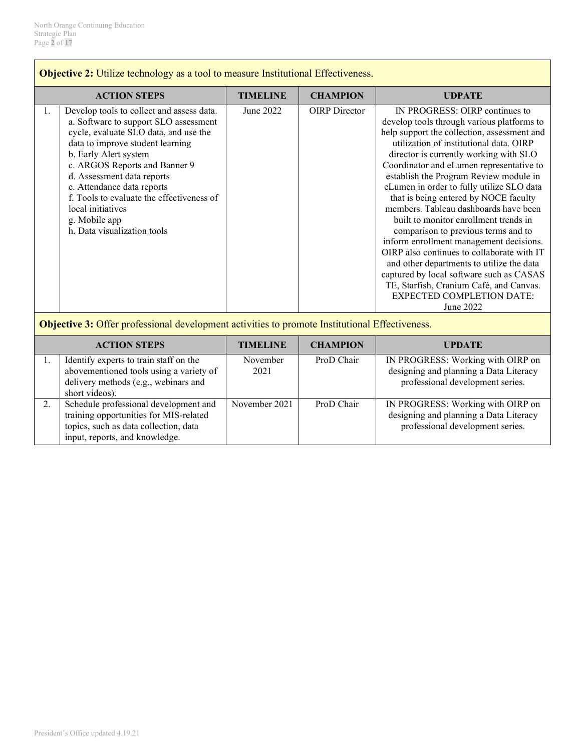**Objective 2:** Utilize technology as a tool to measure Institutional Effectiveness.

| | ACTION STEPS | TIMELINE | CHAMPION | UDPATE |
|---|---|---|---|---|
| 1. | Develop tools to collect and assess data.<br>a. Software to support SLO assessment cycle, evaluate SLO data, and use the data to improve student learning<br>b. Early Alert system<br>c. ARGOS Reports and Banner 9<br>d. Assessment data reports<br>e. Attendance data reports<br>f. Tools to evaluate the effectiveness of local initiatives<br>g. Mobile app<br>h. Data visualization tools | June 2022 | OIRP Director | IN PROGRESS: OIRP continues to develop tools through various platforms to help support the collection, assessment and utilization of institutional data. OIRP director is currently working with SLO Coordinator and eLumen representative to establish the Program Review module in eLumen in order to fully utilize SLO data that is being entered by NOCE faculty members. Tableau dashboards have been built to monitor enrollment trends in comparison to previous terms and to inform enrollment management decisions. OIRP also continues to collaborate with IT and other departments to utilize the data captured by local software such as CASAS TE, Starfish, Cranium Café, and Canvas. EXPECTED COMPLETION DATE: June 2022 |

**Objective 3:** Offer professional development activities to promote Institutional Effectiveness.

| | ACTION STEPS | TIMELINE | CHAMPION | UPDATE |
|---|---|---|---|---|
| 1. | Identify experts to train staff on the abovementioned tools using a variety of delivery methods (e.g., webinars and short videos). | November 2021 | ProD Chair | IN PROGRESS: Working with OIRP on designing and planning a Data Literacy professional development series. |
| 2. | Schedule professional development and training opportunities for MIS-related topics, such as data collection, data input, reports, and knowledge. | November 2021 | ProD Chair | IN PROGRESS: Working with OIRP on designing and planning a Data Literacy professional development series. |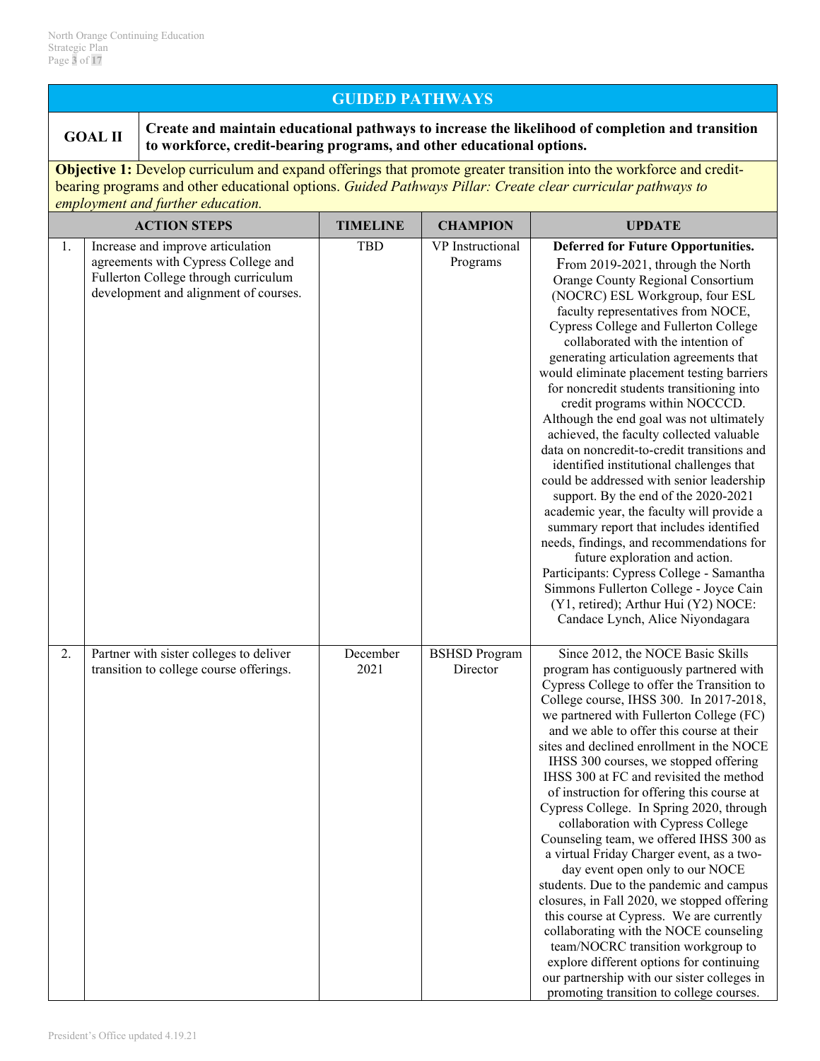## GUIDED PATHWAYS

| GOAL II | Create and maintain educational pathways to increase the likelihood of completion and transition to workforce, credit-bearing programs, and other educational options. |
|---|---|

**Objective 1:** Develop curriculum and expand offerings that promote greater transition into the workforce and credit-bearing programs and other educational options. *Guided Pathways Pillar: Create clear curricular pathways to employment and further education.*

| | ACTION STEPS | TIMELINE | CHAMPION | UPDATE |
|---|---|---|---|---|
| 1. | Increase and improve articulation agreements with Cypress College and Fullerton College through curriculum development and alignment of courses. | TBD | VP Instructional Programs | **Deferred for Future Opportunities.** From 2019-2021, through the North Orange County Regional Consortium (NOCRC) ESL Workgroup, four ESL faculty representatives from NOCE, Cypress College and Fullerton College collaborated with the intention of generating articulation agreements that would eliminate placement testing barriers for noncredit students transitioning into credit programs within NOCCCD. Although the end goal was not ultimately achieved, the faculty collected valuable data on noncredit-to-credit transitions and identified institutional challenges that could be addressed with senior leadership support. By the end of the 2020-2021 academic year, the faculty will provide a summary report that includes identified needs, findings, and recommendations for future exploration and action. Participants: Cypress College - Samantha Simmons Fullerton College - Joyce Cain (Y1, retired); Arthur Hui (Y2) NOCE: Candace Lynch, Alice Niyondagara |
| 2. | Partner with sister colleges to deliver transition to college course offerings. | December 2021 | BSHSD Program Director | Since 2012, the NOCE Basic Skills program has contiguously partnered with Cypress College to offer the Transition to College course, IHSS 300. In 2017-2018, we partnered with Fullerton College (FC) and we able to offer this course at their sites and declined enrollment in the NOCE IHSS 300 courses, we stopped offering IHSS 300 at FC and revisited the method of instruction for offering this course at Cypress College. In Spring 2020, through collaboration with Cypress College Counseling team, we offered IHSS 300 as a virtual Friday Charger event, as a two-day event open only to our NOCE students. Due to the pandemic and campus closures, in Fall 2020, we stopped offering this course at Cypress. We are currently collaborating with the NOCE counseling team/NOCRC transition workgroup to explore different options for continuing our partnership with our sister colleges in promoting transition to college courses. |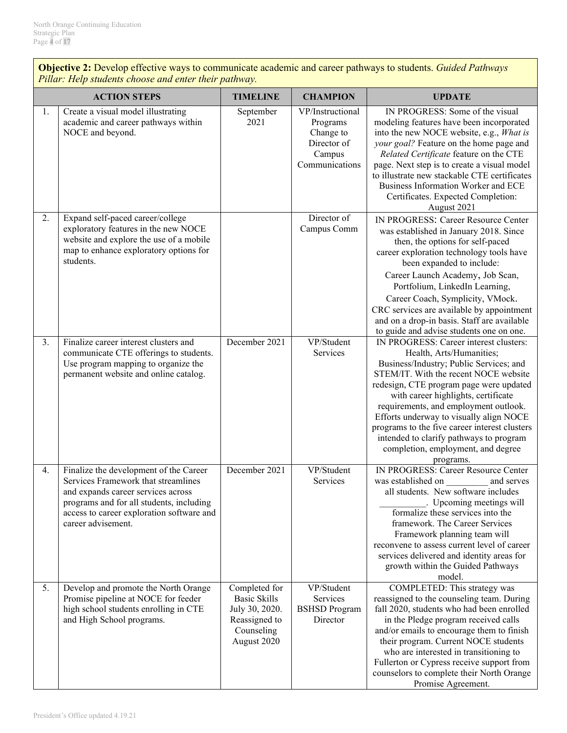**Objective 2:** Develop effective ways to communicate academic and career pathways to students. *Guided Pathways Pillar: Help students choose and enter their pathway.*

| | ACTION STEPS | TIMELINE | CHAMPION | UPDATE |
|---|---|---|---|---|
| 1. | Create a visual model illustrating academic and career pathways within NOCE and beyond. | September 2021 | VP/Instructional Programs Change to Director of Campus Communications | IN PROGRESS: Some of the visual modeling features have been incorporated into the new NOCE website, e.g., *What is your goal?* Feature on the home page and *Related Certificate* feature on the CTE page. Next step is to create a visual model to illustrate new stackable CTE certificates Business Information Worker and ECE Certificates. Expected Completion: August 2021 |
| 2. | Expand self-paced career/college exploratory features in the new NOCE website and explore the use of a mobile map to enhance exploratory options for students. | | Director of Campus Comm | IN PROGRESS: Career Resource Center was established in January 2018. Since then, the options for self-paced career exploration technology tools have been expanded to include: Career Launch Academy, Job Scan, Portfolium, LinkedIn Learning, Career Coach, Symplicity, VMock. CRC services are available by appointment and on a drop-in basis. Staff are available to guide and advise students one on one. |
| 3. | Finalize career interest clusters and communicate CTE offerings to students. Use program mapping to organize the permanent website and online catalog. | December 2021 | VP/Student Services | IN PROGRESS: Career interest clusters: Health, Arts/Humanities; Business/Industry; Public Services; and STEM/IT. With the recent NOCE website redesign, CTE program page were updated with career highlights, certificate requirements, and employment outlook. Efforts underway to visually align NOCE programs to the five career interest clusters intended to clarify pathways to program completion, employment, and degree programs. |
| 4. | Finalize the development of the Career Services Framework that streamlines and expands career services across programs and for all students, including access to career exploration software and career advisement. | December 2021 | VP/Student Services | IN PROGRESS: Career Resource Center was established on _________ and serves all students. New software includes __________. Upcoming meetings will formalize these services into the framework. The Career Services Framework planning team will reconvene to assess current level of career services delivered and identity areas for growth within the Guided Pathways model. |
| 5. | Develop and promote the North Orange Promise pipeline at NOCE for feeder high school students enrolling in CTE and High School programs. | Completed for Basic Skills July 30, 2020. Reassigned to Counseling August 2020 | VP/Student Services BSHSD Program Director | COMPLETED: This strategy was reassigned to the counseling team. During fall 2020, students who had been enrolled in the Pledge program received calls and/or emails to encourage them to finish their program. Current NOCE students who are interested in transitioning to Fullerton or Cypress receive support from counselors to complete their North Orange Promise Agreement. |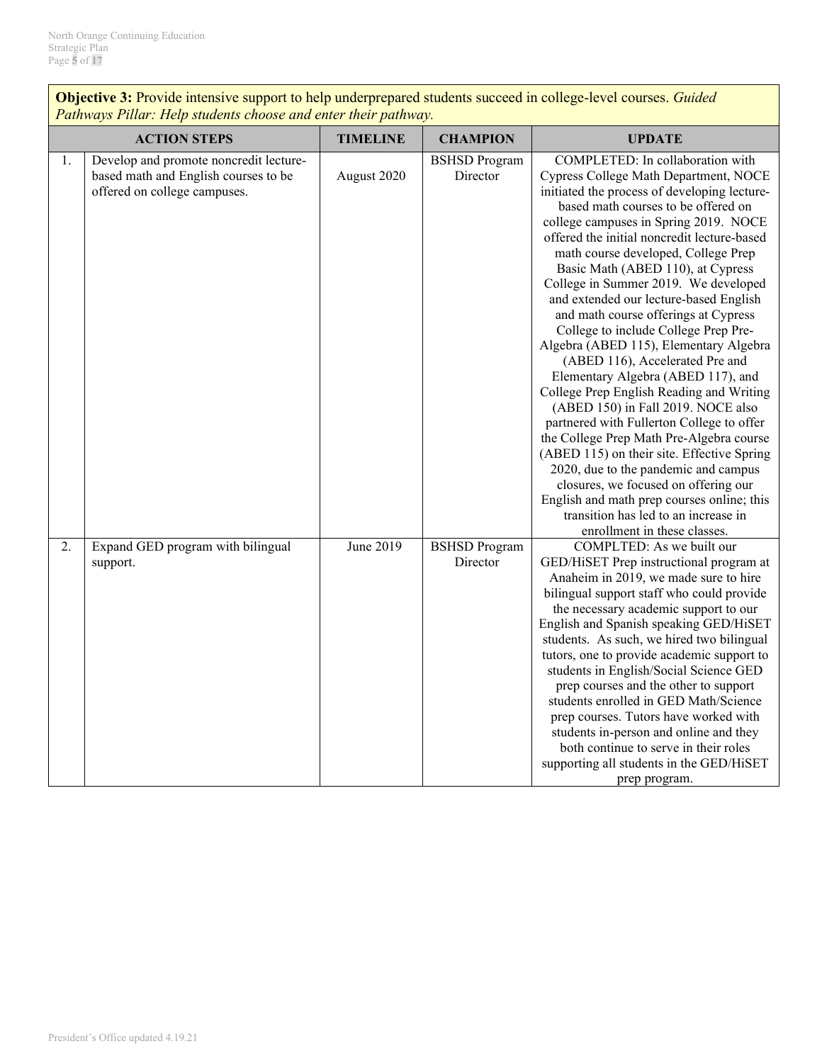**Objective 3:** Provide intensive support to help underprepared students succeed in college-level courses. *Guided Pathways Pillar: Help students choose and enter their pathway.*

| | ACTION STEPS | TIMELINE | CHAMPION | UPDATE |
|---|---|---|---|---|
| 1. | Develop and promote noncredit lecture-based math and English courses to be offered on college campuses. | August 2020 | BSHSD Program Director | COMPLETED: In collaboration with Cypress College Math Department, NOCE initiated the process of developing lecture-based math courses to be offered on college campuses in Spring 2019. NOCE offered the initial noncredit lecture-based math course developed, College Prep Basic Math (ABED 110), at Cypress College in Summer 2019. We developed and extended our lecture-based English and math course offerings at Cypress College to include College Prep Pre-Algebra (ABED 115), Elementary Algebra (ABED 116), Accelerated Pre and Elementary Algebra (ABED 117), and College Prep English Reading and Writing (ABED 150) in Fall 2019. NOCE also partnered with Fullerton College to offer the College Prep Math Pre-Algebra course (ABED 115) on their site. Effective Spring 2020, due to the pandemic and campus closures, we focused on offering our English and math prep courses online; this transition has led to an increase in enrollment in these classes. |
| 2. | Expand GED program with bilingual support. | June 2019 | BSHSD Program Director | COMPLTED: As we built our GED/HiSET Prep instructional program at Anaheim in 2019, we made sure to hire bilingual support staff who could provide the necessary academic support to our English and Spanish speaking GED/HiSET students. As such, we hired two bilingual tutors, one to provide academic support to students in English/Social Science GED prep courses and the other to support students enrolled in GED Math/Science prep courses. Tutors have worked with students in-person and online and they both continue to serve in their roles supporting all students in the GED/HiSET prep program. |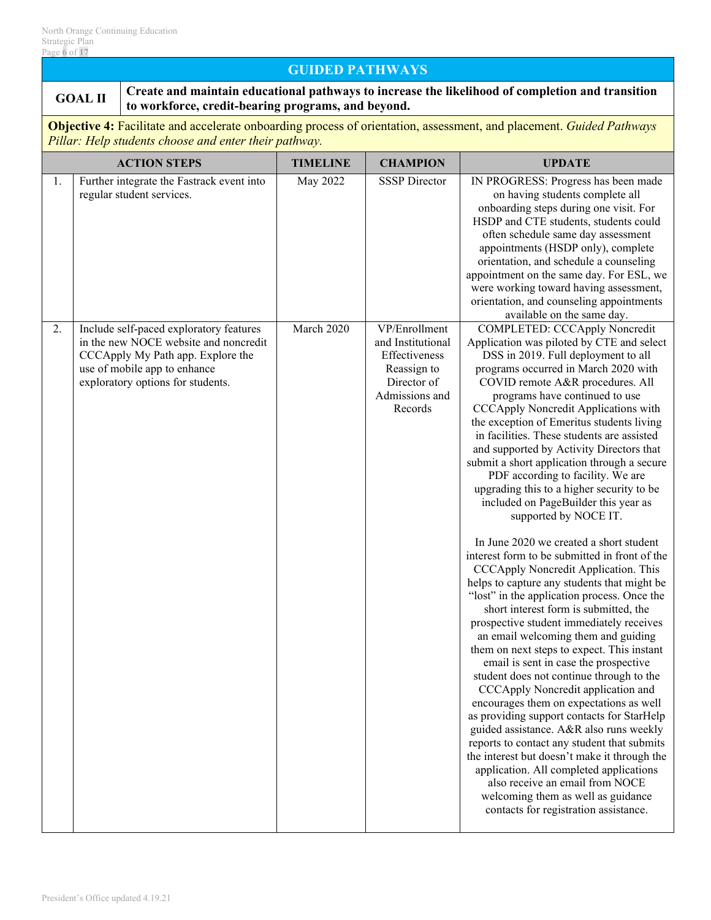## GUIDED PATHWAYS

**GOAL II** — **Create and maintain educational pathways to increase the likelihood of completion and transition to workforce, credit-bearing programs, and beyond.**

**Objective 4:** Facilitate and accelerate onboarding process of orientation, assessment, and placement. *Guided Pathways Pillar: Help students choose and enter their pathway.*

| | ACTION STEPS | TIMELINE | CHAMPION | UPDATE |
|---|---|---|---|---|
| 1. | Further integrate the Fastrack event into regular student services. | May 2022 | SSSP Director | IN PROGRESS: Progress has been made on having students complete all onboarding steps during one visit. For HSDP and CTE students, students could often schedule same day assessment appointments (HSDP only), complete orientation, and schedule a counseling appointment on the same day. For ESL, we were working toward having assessment, orientation, and counseling appointments available on the same day. |
| 2. | Include self-paced exploratory features in the new NOCE website and noncredit CCCApply My Path app. Explore the use of mobile app to enhance exploratory options for students. | March 2020 | VP/Enrollment and Institutional Effectiveness Reassign to Director of Admissions and Records | COMPLETED: CCCApply Noncredit Application was piloted by CTE and select DSS in 2019. Full deployment to all programs occurred in March 2020 with COVID remote A&R procedures. All programs have continued to use CCCApply Noncredit Applications with the exception of Emeritus students living in facilities. These students are assisted and supported by Activity Directors that submit a short application through a secure PDF according to facility. We are upgrading this to a higher security to be included on PageBuilder this year as supported by NOCE IT.<br><br>In June 2020 we created a short student interest form to be submitted in front of the CCCApply Noncredit Application. This helps to capture any students that might be "lost" in the application process. Once the short interest form is submitted, the prospective student immediately receives an email welcoming them and guiding them on next steps to expect. This instant email is sent in case the prospective student does not continue through to the CCCApply Noncredit application and encourages them on expectations as well as providing support contacts for StarHelp guided assistance. A&R also runs weekly reports to contact any student that submits the interest but doesn't make it through the application. All completed applications also receive an email from NOCE welcoming them as well as guidance contacts for registration assistance. |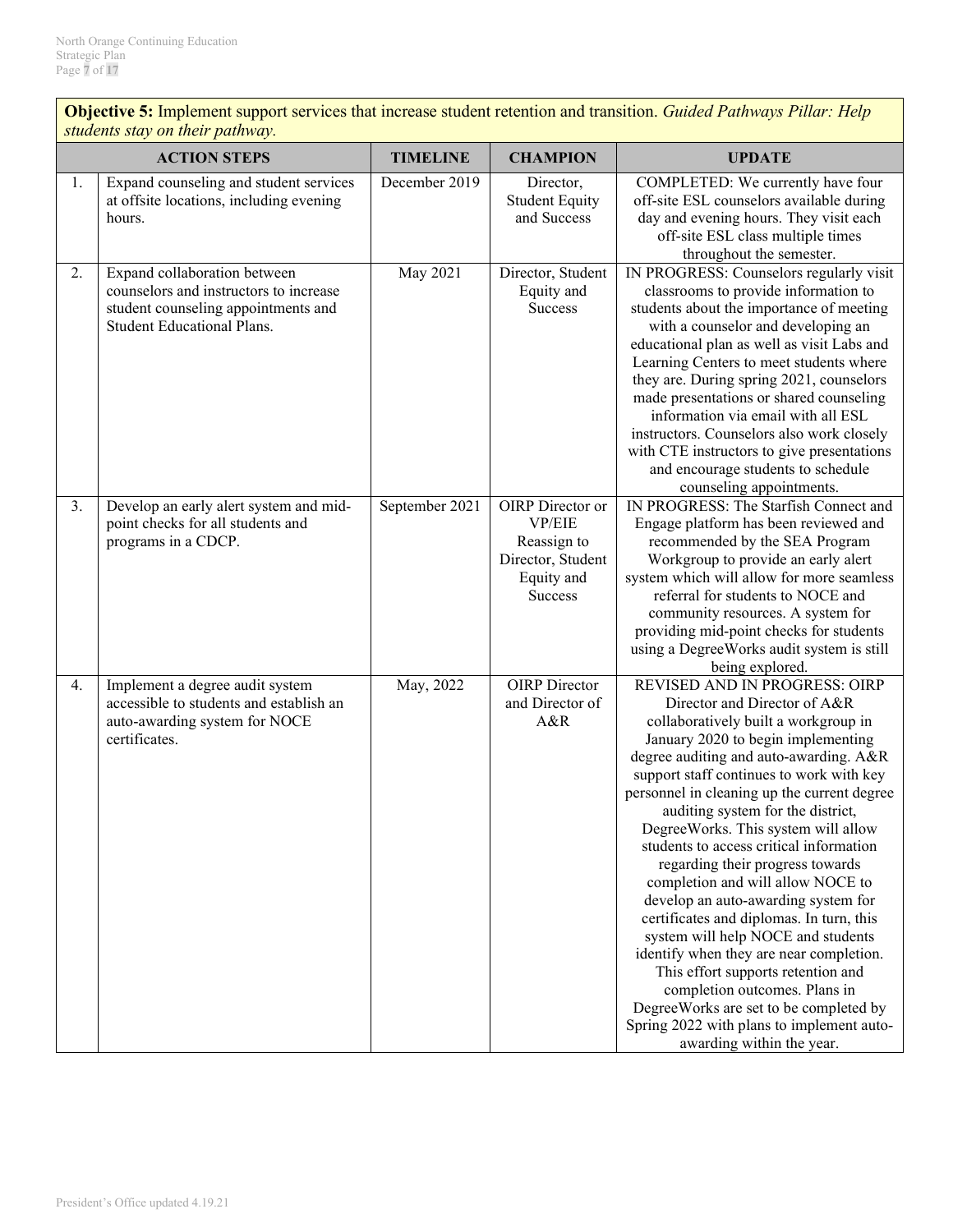**Objective 5:** Implement support services that increase student retention and transition. *Guided Pathways Pillar: Help students stay on their pathway.*

| | ACTION STEPS | TIMELINE | CHAMPION | UPDATE |
|---|---|---|---|---|
| 1. | Expand counseling and student services at offsite locations, including evening hours. | December 2019 | Director, Student Equity and Success | COMPLETED: We currently have four off-site ESL counselors available during day and evening hours. They visit each off-site ESL class multiple times throughout the semester. |
| 2. | Expand collaboration between counselors and instructors to increase student counseling appointments and Student Educational Plans. | May 2021 | Director, Student Equity and Success | IN PROGRESS: Counselors regularly visit classrooms to provide information to students about the importance of meeting with a counselor and developing an educational plan as well as visit Labs and Learning Centers to meet students where they are. During spring 2021, counselors made presentations or shared counseling information via email with all ESL instructors. Counselors also work closely with CTE instructors to give presentations and encourage students to schedule counseling appointments. |
| 3. | Develop an early alert system and mid-point checks for all students and programs in a CDCP. | September 2021 | OIRP Director or VP/EIE Reassign to Director, Student Equity and Success | IN PROGRESS: The Starfish Connect and Engage platform has been reviewed and recommended by the SEA Program Workgroup to provide an early alert system which will allow for more seamless referral for students to NOCE and community resources. A system for providing mid-point checks for students using a DegreeWorks audit system is still being explored. |
| 4. | Implement a degree audit system accessible to students and establish an auto-awarding system for NOCE certificates. | May, 2022 | OIRP Director and Director of A&R | REVISED AND IN PROGRESS: OIRP Director and Director of A&R collaboratively built a workgroup in January 2020 to begin implementing degree auditing and auto-awarding. A&R support staff continues to work with key personnel in cleaning up the current degree auditing system for the district, DegreeWorks. This system will allow students to access critical information regarding their progress towards completion and will allow NOCE to develop an auto-awarding system for certificates and diplomas. In turn, this system will help NOCE and students identify when they are near completion. This effort supports retention and completion outcomes. Plans in DegreeWorks are set to be completed by Spring 2022 with plans to implement auto-awarding within the year. |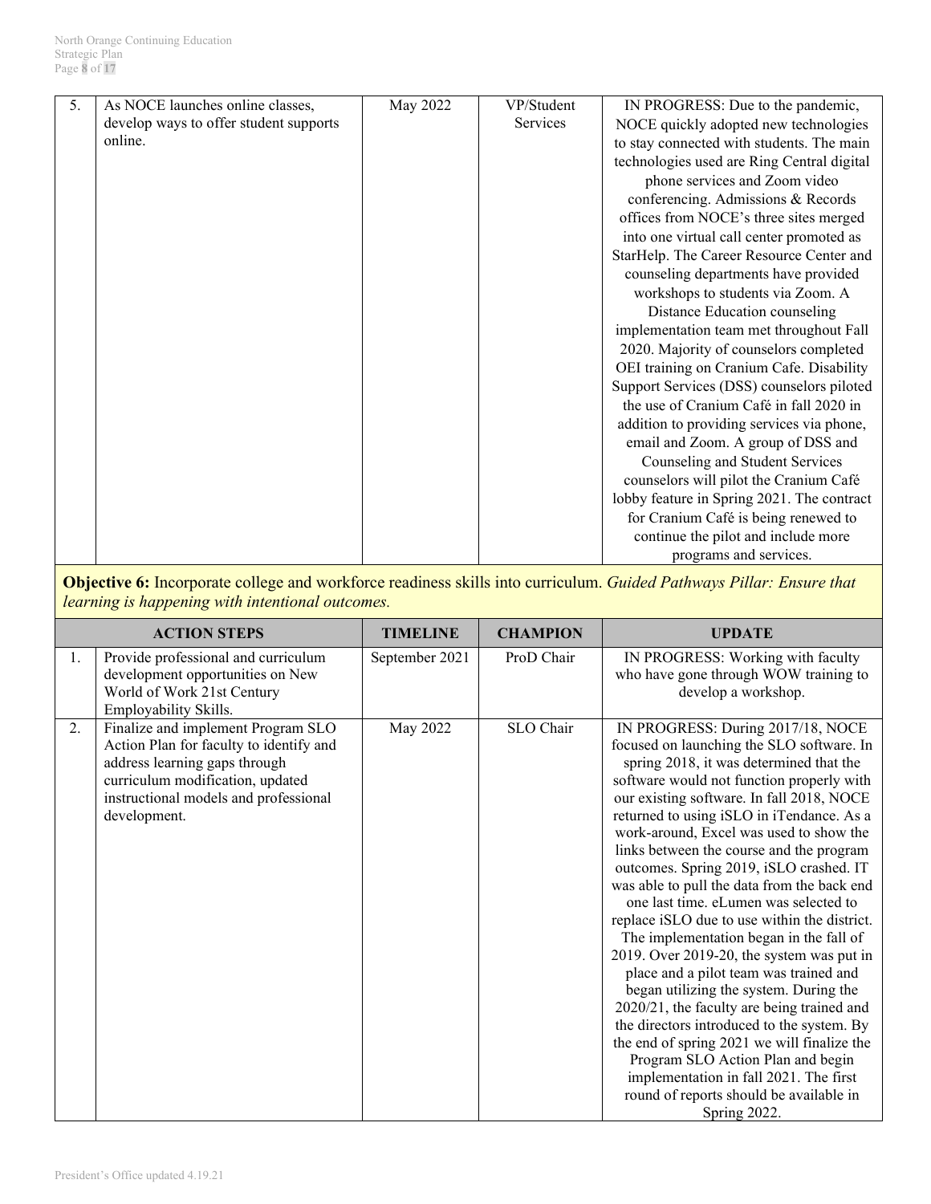| 5. | As NOCE launches online classes, develop ways to offer student supports online. | May 2022 | VP/Student Services | IN PROGRESS: Due to the pandemic, NOCE quickly adopted new technologies to stay connected with students. The main technologies used are Ring Central digital phone services and Zoom video conferencing. Admissions & Records offices from NOCE's three sites merged into one virtual call center promoted as StarHelp. The Career Resource Center and counseling departments have provided workshops to students via Zoom. A Distance Education counseling implementation team met throughout Fall 2020. Majority of counselors completed OEI training on Cranium Cafe. Disability Support Services (DSS) counselors piloted the use of Cranium Café in fall 2020 in addition to providing services via phone, email and Zoom. A group of DSS and Counseling and Student Services counselors will pilot the Cranium Café lobby feature in Spring 2021. The contract for Cranium Café is being renewed to continue the pilot and include more programs and services. |
|---|---|---|---|---|

**Objective 6:** Incorporate college and workforce readiness skills into curriculum. *Guided Pathways Pillar: Ensure that learning is happening with intentional outcomes.*

| | ACTION STEPS | TIMELINE | CHAMPION | UPDATE |
|---|---|---|---|---|
| 1. | Provide professional and curriculum development opportunities on New World of Work 21st Century Employability Skills. | September 2021 | ProD Chair | IN PROGRESS: Working with faculty who have gone through WOW training to develop a workshop. |
| 2. | Finalize and implement Program SLO Action Plan for faculty to identify and address learning gaps through curriculum modification, updated instructional models and professional development. | May 2022 | SLO Chair | IN PROGRESS: During 2017/18, NOCE focused on launching the SLO software. In spring 2018, it was determined that the software would not function properly with our existing software. In fall 2018, NOCE returned to using iSLO in iTendance. As a work-around, Excel was used to show the links between the course and the program outcomes. Spring 2019, iSLO crashed. IT was able to pull the data from the back end one last time. eLumen was selected to replace iSLO due to use within the district. The implementation began in the fall of 2019. Over 2019-20, the system was put in place and a pilot team was trained and began utilizing the system. During the 2020/21, the faculty are being trained and the directors introduced to the system. By the end of spring 2021 we will finalize the Program SLO Action Plan and begin implementation in fall 2021. The first round of reports should be available in Spring 2022. |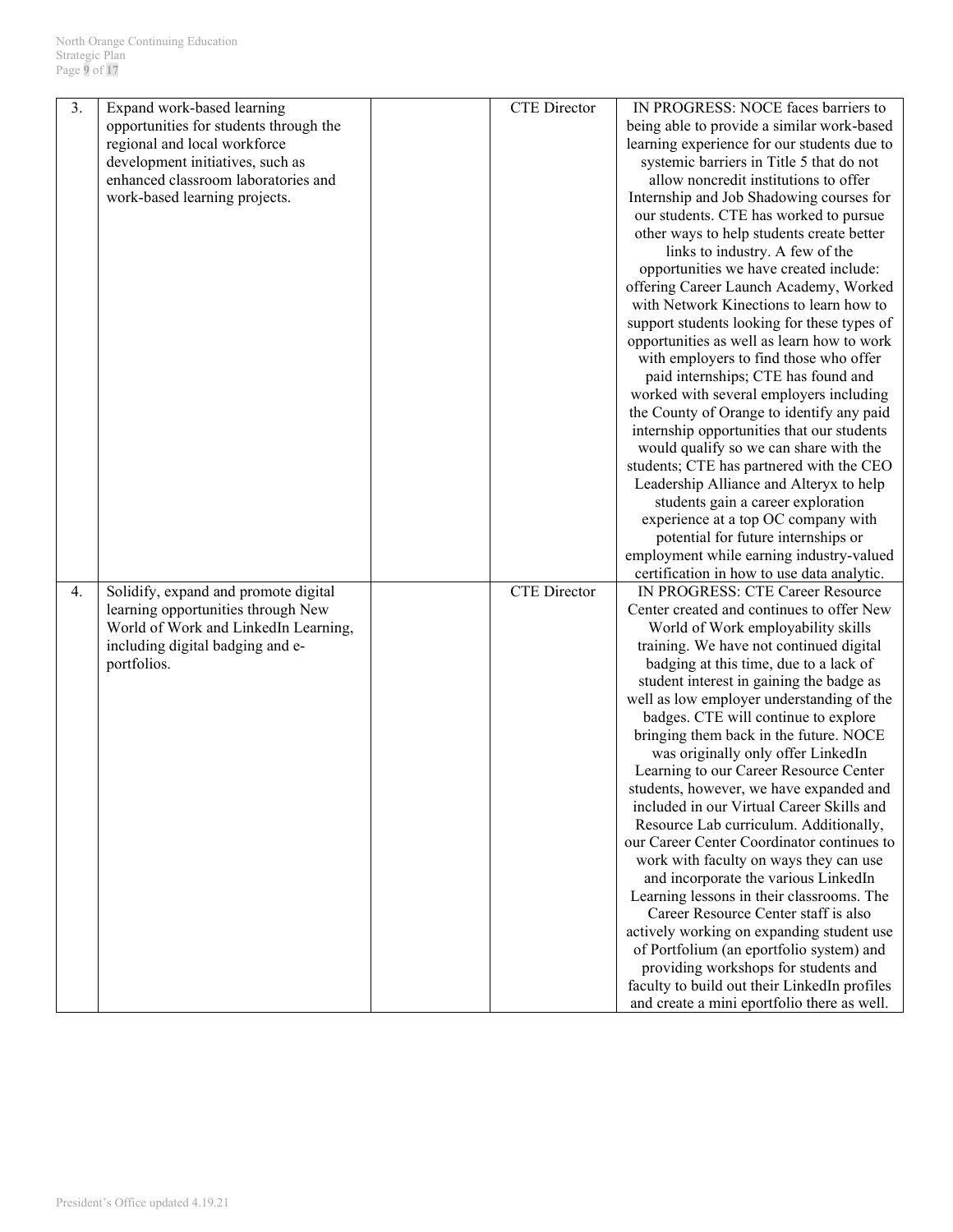| | | | | |
|---|---|---|---|---|
| 3. | Expand work-based learning opportunities for students through the regional and local workforce development initiatives, such as enhanced classroom laboratories and work-based learning projects. | | CTE Director | IN PROGRESS: NOCE faces barriers to being able to provide a similar work-based learning experience for our students due to systemic barriers in Title 5 that do not allow noncredit institutions to offer Internship and Job Shadowing courses for our students. CTE has worked to pursue other ways to help students create better links to industry. A few of the opportunities we have created include: offering Career Launch Academy, Worked with Network Kinections to learn how to support students looking for these types of opportunities as well as learn how to work with employers to find those who offer paid internships; CTE has found and worked with several employers including the County of Orange to identify any paid internship opportunities that our students would qualify so we can share with the students; CTE has partnered with the CEO Leadership Alliance and Alteryx to help students gain a career exploration experience at a top OC company with potential for future internships or employment while earning industry-valued certification in how to use data analytic. |
| 4. | Solidify, expand and promote digital learning opportunities through New World of Work and LinkedIn Learning, including digital badging and e-portfolios. | | CTE Director | IN PROGRESS: CTE Career Resource Center created and continues to offer New World of Work employability skills training. We have not continued digital badging at this time, due to a lack of student interest in gaining the badge as well as low employer understanding of the badges. CTE will continue to explore bringing them back in the future. NOCE was originally only offer LinkedIn Learning to our Career Resource Center students, however, we have expanded and included in our Virtual Career Skills and Resource Lab curriculum. Additionally, our Career Center Coordinator continues to work with faculty on ways they can use and incorporate the various LinkedIn Learning lessons in their classrooms. The Career Resource Center staff is also actively working on expanding student use of Portfolium (an eportfolio system) and providing workshops for students and faculty to build out their LinkedIn profiles and create a mini eportfolio there as well. |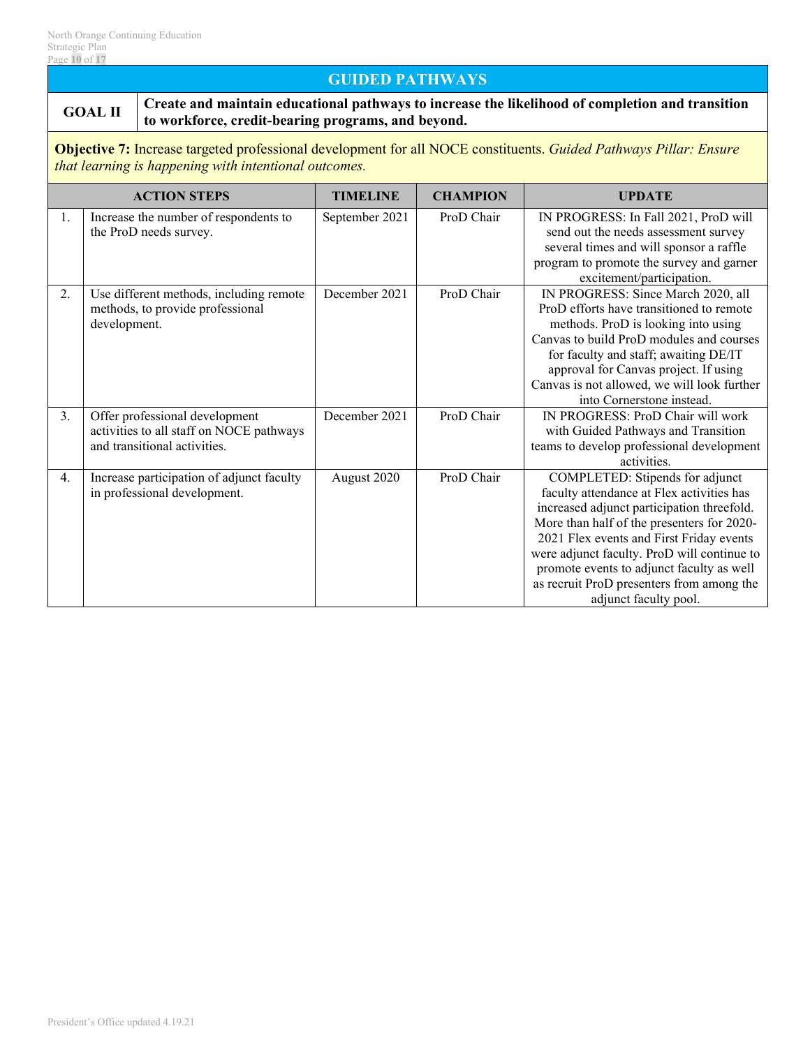## GUIDED PATHWAYS

**GOAL II** — **Create and maintain educational pathways to increase the likelihood of completion and transition to workforce, credit-bearing programs, and beyond.**

**Objective 7:** Increase targeted professional development for all NOCE constituents. *Guided Pathways Pillar: Ensure that learning is happening with intentional outcomes.*

| | ACTION STEPS | TIMELINE | CHAMPION | UPDATE |
|---|---|---|---|---|
| 1. | Increase the number of respondents to the ProD needs survey. | September 2021 | ProD Chair | IN PROGRESS: In Fall 2021, ProD will send out the needs assessment survey several times and will sponsor a raffle program to promote the survey and garner excitement/participation. |
| 2. | Use different methods, including remote methods, to provide professional development. | December 2021 | ProD Chair | IN PROGRESS: Since March 2020, all ProD efforts have transitioned to remote methods. ProD is looking into using Canvas to build ProD modules and courses for faculty and staff; awaiting DE/IT approval for Canvas project. If using Canvas is not allowed, we will look further into Cornerstone instead. |
| 3. | Offer professional development activities to all staff on NOCE pathways and transitional activities. | December 2021 | ProD Chair | IN PROGRESS: ProD Chair will work with Guided Pathways and Transition teams to develop professional development activities. |
| 4. | Increase participation of adjunct faculty in professional development. | August 2020 | ProD Chair | COMPLETED: Stipends for adjunct faculty attendance at Flex activities has increased adjunct participation threefold. More than half of the presenters for 2020-2021 Flex events and First Friday events were adjunct faculty. ProD will continue to promote events to adjunct faculty as well as recruit ProD presenters from among the adjunct faculty pool. |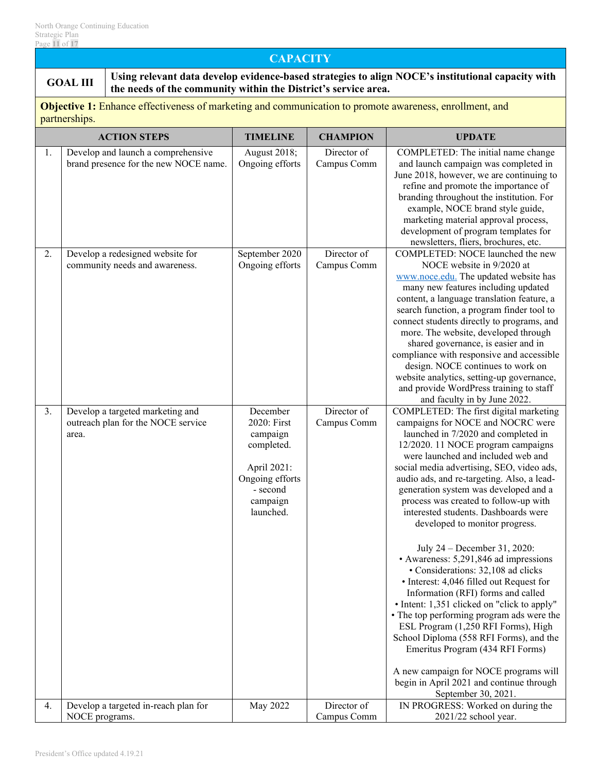## CAPACITY

| GOAL III | Using relevant data develop evidence-based strategies to align NOCE's institutional capacity with the needs of the community within the District's service area. |
|---|---|

**Objective 1:** Enhance effectiveness of marketing and communication to promote awareness, enrollment, and partnerships.

| | ACTION STEPS | TIMELINE | CHAMPION | UPDATE |
|---|---|---|---|---|
| 1. | Develop and launch a comprehensive brand presence for the new NOCE name. | August 2018; Ongoing efforts | Director of Campus Comm | COMPLETED: The initial name change and launch campaign was completed in June 2018, however, we are continuing to refine and promote the importance of branding throughout the institution. For example, NOCE brand style guide, marketing material approval process, development of program templates for newsletters, fliers, brochures, etc. |
| 2. | Develop a redesigned website for community needs and awareness. | September 2020 Ongoing efforts | Director of Campus Comm | COMPLETED: NOCE launched the new NOCE website in 9/2020 at www.noce.edu. The updated website has many new features including updated content, a language translation feature, a search function, a program finder tool to connect students directly to programs, and more. The website, developed through shared governance, is easier and in compliance with responsive and accessible design. NOCE continues to work on website analytics, setting-up governance, and provide WordPress training to staff and faculty in by June 2022. |
| 3. | Develop a targeted marketing and outreach plan for the NOCE service area. | December 2020: First campaign completed.<br><br>April 2021: Ongoing efforts - second campaign launched. | Director of Campus Comm | COMPLETED: The first digital marketing campaigns for NOCE and NOCRC were launched in 7/2020 and completed in 12/2020. 11 NOCE program campaigns were launched and included web and social media advertising, SEO, video ads, audio ads, and re-targeting. Also, a lead-generation system was developed and a process was created to follow-up with interested students. Dashboards were developed to monitor progress.<br><br>July 24 – December 31, 2020:<br>• Awareness: 5,291,846 ad impressions<br>• Considerations: 32,108 ad clicks<br>• Interest: 4,046 filled out Request for Information (RFI) forms and called<br>• Intent: 1,351 clicked on "click to apply"<br>• The top performing program ads were the ESL Program (1,250 RFI Forms), High School Diploma (558 RFI Forms), and the Emeritus Program (434 RFI Forms)<br><br>A new campaign for NOCE programs will begin in April 2021 and continue through September 30, 2021. |
| 4. | Develop a targeted in-reach plan for NOCE programs. | May 2022 | Director of Campus Comm | IN PROGRESS: Worked on during the 2021/22 school year. |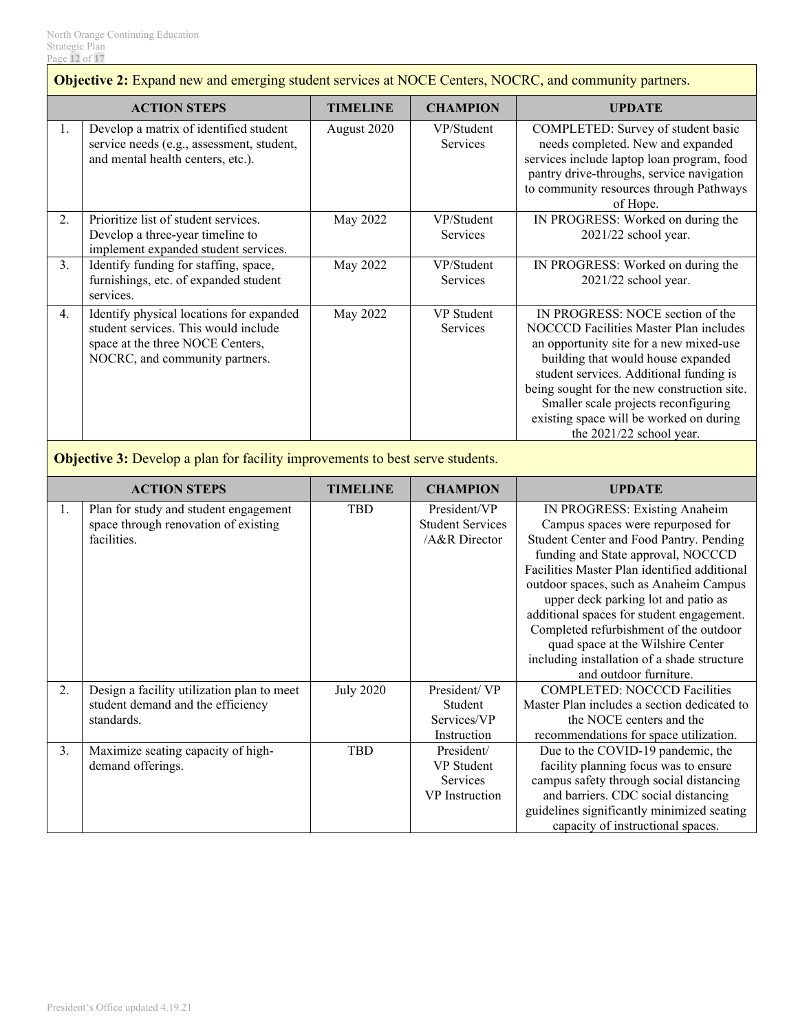**Objective 2:** Expand new and emerging student services at NOCE Centers, NOCRC, and community partners.

| | ACTION STEPS | TIMELINE | CHAMPION | UPDATE |
|---|---|---|---|---|
| 1. | Develop a matrix of identified student service needs (e.g., assessment, student, and mental health centers, etc.). | August 2020 | VP/Student Services | COMPLETED: Survey of student basic needs completed. New and expanded services include laptop loan program, food pantry drive-throughs, service navigation to community resources through Pathways of Hope. |
| 2. | Prioritize list of student services. Develop a three-year timeline to implement expanded student services. | May 2022 | VP/Student Services | IN PROGRESS: Worked on during the 2021/22 school year. |
| 3. | Identify funding for staffing, space, furnishings, etc. of expanded student services. | May 2022 | VP/Student Services | IN PROGRESS: Worked on during the 2021/22 school year. |
| 4. | Identify physical locations for expanded student services. This would include space at the three NOCE Centers, NOCRC, and community partners. | May 2022 | VP Student Services | IN PROGRESS: NOCE section of the NOCCCD Facilities Master Plan includes an opportunity site for a new mixed-use building that would house expanded student services. Additional funding is being sought for the new construction site. Smaller scale projects reconfiguring existing space will be worked on during the 2021/22 school year. |

**Objective 3:** Develop a plan for facility improvements to best serve students.

| | ACTION STEPS | TIMELINE | CHAMPION | UPDATE |
|---|---|---|---|---|
| 1. | Plan for study and student engagement space through renovation of existing facilities. | TBD | President/VP Student Services /A&R Director | IN PROGRESS: Existing Anaheim Campus spaces were repurposed for Student Center and Food Pantry. Pending funding and State approval, NOCCCD Facilities Master Plan identified additional outdoor spaces, such as Anaheim Campus upper deck parking lot and patio as additional spaces for student engagement. Completed refurbishment of the outdoor quad space at the Wilshire Center including installation of a shade structure and outdoor furniture. |
| 2. | Design a facility utilization plan to meet student demand and the efficiency standards. | July 2020 | President/ VP Student Services/VP Instruction | COMPLETED: NOCCCD Facilities Master Plan includes a section dedicated to the NOCE centers and the recommendations for space utilization. |
| 3. | Maximize seating capacity of high-demand offerings. | TBD | President/ VP Student Services VP Instruction | Due to the COVID-19 pandemic, the facility planning focus was to ensure campus safety through social distancing and barriers. CDC social distancing guidelines significantly minimized seating capacity of instructional spaces. |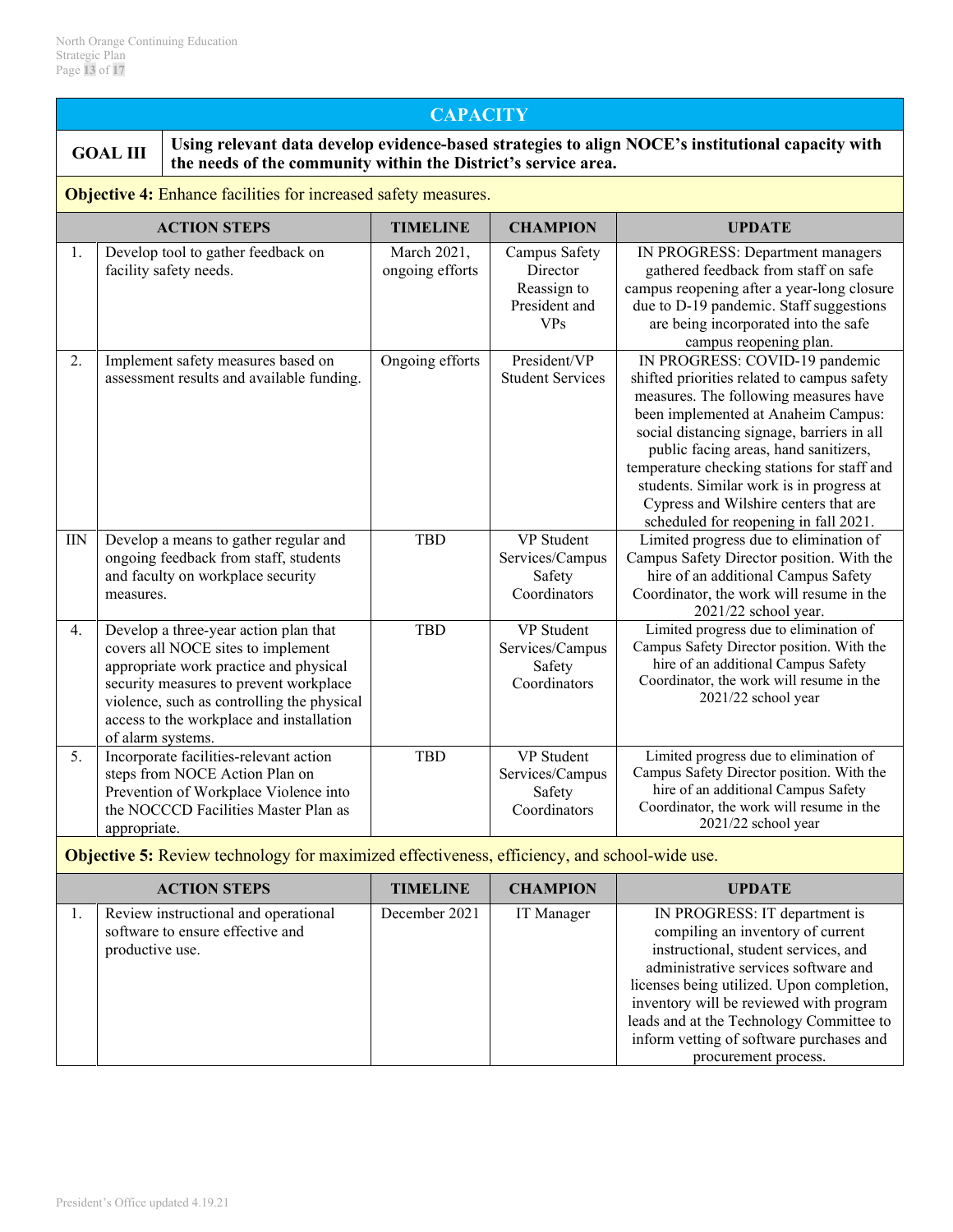## CAPACITY

| GOAL III | Using relevant data develop evidence-based strategies to align NOCE's institutional capacity with the needs of the community within the District's service area. |
|---|---|

**Objective 4:** Enhance facilities for increased safety measures.

| | ACTION STEPS | TIMELINE | CHAMPION | UPDATE |
|---|---|---|---|---|
| 1. | Develop tool to gather feedback on facility safety needs. | March 2021, ongoing efforts | Campus Safety Director Reassign to President and VPs | IN PROGRESS: Department managers gathered feedback from staff on safe campus reopening after a year-long closure due to D-19 pandemic. Staff suggestions are being incorporated into the safe campus reopening plan. |
| 2. | Implement safety measures based on assessment results and available funding. | Ongoing efforts | President/VP Student Services | IN PROGRESS: COVID-19 pandemic shifted priorities related to campus safety measures. The following measures have been implemented at Anaheim Campus: social distancing signage, barriers in all public facing areas, hand sanitizers, temperature checking stations for staff and students. Similar work is in progress at Cypress and Wilshire centers that are scheduled for reopening in fall 2021. |
| IIN | Develop a means to gather regular and ongoing feedback from staff, students and faculty on workplace security measures. | TBD | VP Student Services/Campus Safety Coordinators | Limited progress due to elimination of Campus Safety Director position. With the hire of an additional Campus Safety Coordinator, the work will resume in the 2021/22 school year. |
| 4. | Develop a three-year action plan that covers all NOCE sites to implement appropriate work practice and physical security measures to prevent workplace violence, such as controlling the physical access to the workplace and installation of alarm systems. | TBD | VP Student Services/Campus Safety Coordinators | Limited progress due to elimination of Campus Safety Director position. With the hire of an additional Campus Safety Coordinator, the work will resume in the 2021/22 school year |
| 5. | Incorporate facilities-relevant action steps from NOCE Action Plan on Prevention of Workplace Violence into the NOCCCD Facilities Master Plan as appropriate. | TBD | VP Student Services/Campus Safety Coordinators | Limited progress due to elimination of Campus Safety Director position. With the hire of an additional Campus Safety Coordinator, the work will resume in the 2021/22 school year |

**Objective 5:** Review technology for maximized effectiveness, efficiency, and school-wide use.

| | ACTION STEPS | TIMELINE | CHAMPION | UPDATE |
|---|---|---|---|---|
| 1. | Review instructional and operational software to ensure effective and productive use. | December 2021 | IT Manager | IN PROGRESS: IT department is compiling an inventory of current instructional, student services, and administrative services software and licenses being utilized. Upon completion, inventory will be reviewed with program leads and at the Technology Committee to inform vetting of software purchases and procurement process. |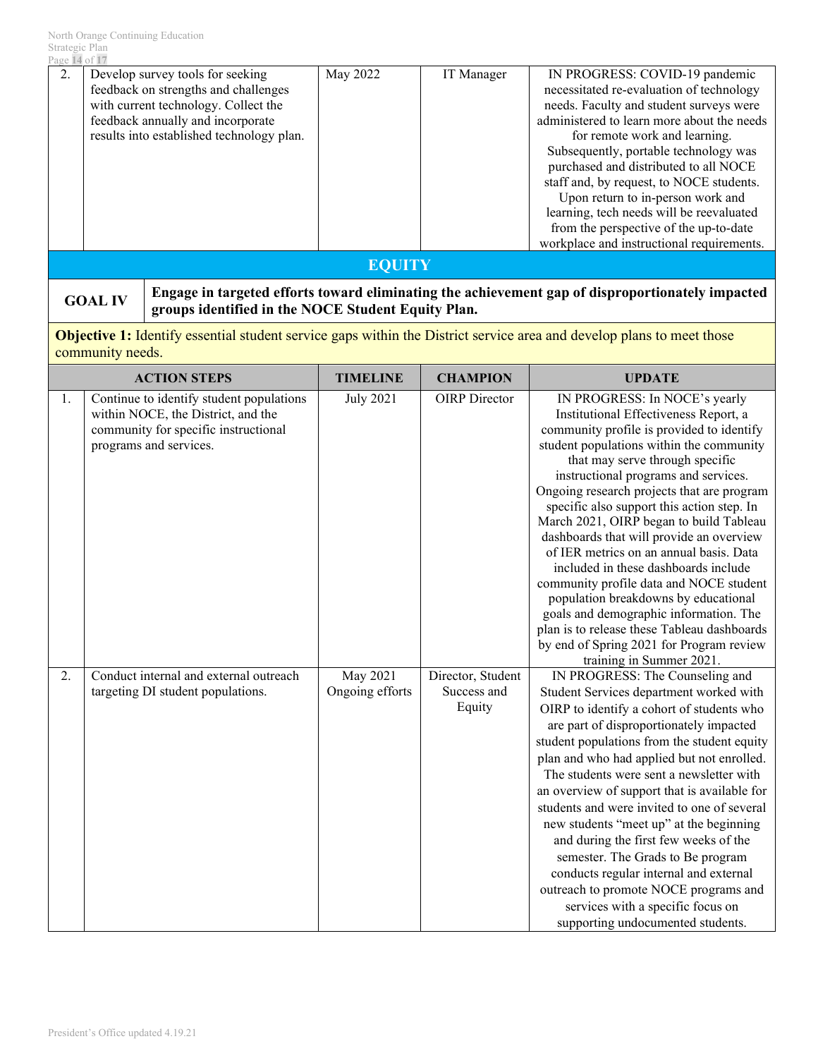| | | | | |
|---|---|---|---|---|
| 2. | Develop survey tools for seeking feedback on strengths and challenges with current technology. Collect the feedback annually and incorporate results into established technology plan. | May 2022 | IT Manager | IN PROGRESS: COVID-19 pandemic necessitated re-evaluation of technology needs. Faculty and student surveys were administered to learn more about the needs for remote work and learning. Subsequently, portable technology was purchased and distributed to all NOCE staff and, by request, to NOCE students. Upon return to in-person work and learning, tech needs will be reevaluated from the perspective of the up-to-date workplace and instructional requirements. |

## EQUITY

**GOAL IV** — **Engage in targeted efforts toward eliminating the achievement gap of disproportionately impacted groups identified in the NOCE Student Equity Plan.**

**Objective 1:** Identify essential student service gaps within the District service area and develop plans to meet those community needs.

| | ACTION STEPS | TIMELINE | CHAMPION | UPDATE |
|---|---|---|---|---|
| 1. | Continue to identify student populations within NOCE, the District, and the community for specific instructional programs and services. | July 2021 | OIRP Director | IN PROGRESS: In NOCE's yearly Institutional Effectiveness Report, a community profile is provided to identify student populations within the community that may serve through specific instructional programs and services. Ongoing research projects that are program specific also support this action step. In March 2021, OIRP began to build Tableau dashboards that will provide an overview of IER metrics on an annual basis. Data included in these dashboards include community profile data and NOCE student population breakdowns by educational goals and demographic information. The plan is to release these Tableau dashboards by end of Spring 2021 for Program review training in Summer 2021. |
| 2. | Conduct internal and external outreach targeting DI student populations. | May 2021 Ongoing efforts | Director, Student Success and Equity | IN PROGRESS: The Counseling and Student Services department worked with OIRP to identify a cohort of students who are part of disproportionately impacted student populations from the student equity plan and who had applied but not enrolled. The students were sent a newsletter with an overview of support that is available for students and were invited to one of several new students "meet up" at the beginning and during the first few weeks of the semester. The Grads to Be program conducts regular internal and external outreach to promote NOCE programs and services with a specific focus on supporting undocumented students. |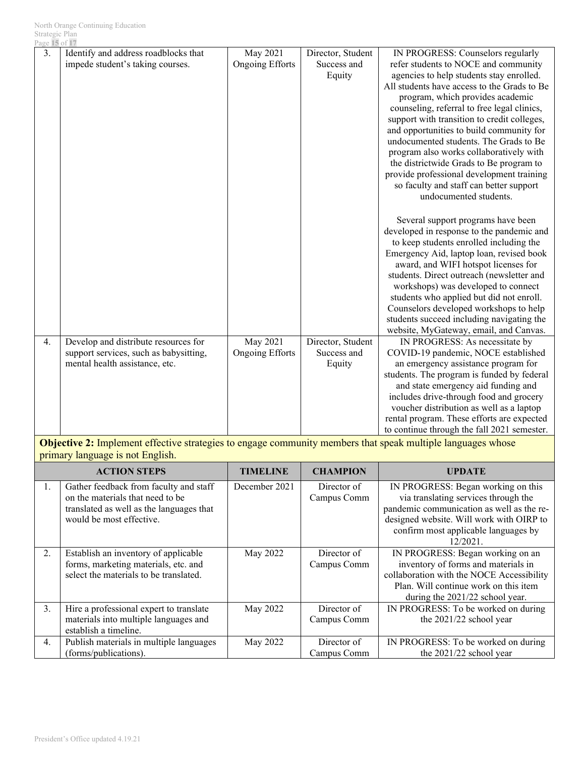| | | | | |
|---|---|---|---|---|
| 3. | Identify and address roadblocks that impede student's taking courses. | May 2021 Ongoing Efforts | Director, Student Success and Equity | IN PROGRESS: Counselors regularly refer students to NOCE and community agencies to help students stay enrolled. All students have access to the Grads to Be program, which provides academic counseling, referral to free legal clinics, support with transition to credit colleges, and opportunities to build community for undocumented students. The Grads to Be program also works collaboratively with the districtwide Grads to Be program to provide professional development training so faculty and staff can better support undocumented students.<br><br>Several support programs have been developed in response to the pandemic and to keep students enrolled including the Emergency Aid, laptop loan, revised book award, and WIFI hotspot licenses for students. Direct outreach (newsletter and workshops) was developed to connect students who applied but did not enroll. Counselors developed workshops to help students succeed including navigating the website, MyGateway, email, and Canvas. |
| 4. | Develop and distribute resources for support services, such as babysitting, mental health assistance, etc. | May 2021 Ongoing Efforts | Director, Student Success and Equity | IN PROGRESS: As necessitate by COVID-19 pandemic, NOCE established an emergency assistance program for students. The program is funded by federal and state emergency aid funding and includes drive-through food and grocery voucher distribution as well as a laptop rental program. These efforts are expected to continue through the fall 2021 semester. |

**Objective 2:** Implement effective strategies to engage community members that speak multiple languages whose primary language is not English.

| | ACTION STEPS | TIMELINE | CHAMPION | UPDATE |
|---|---|---|---|---|
| 1. | Gather feedback from faculty and staff on the materials that need to be translated as well as the languages that would be most effective. | December 2021 | Director of Campus Comm | IN PROGRESS: Began working on this via translating services through the pandemic communication as well as the re-designed website. Will work with OIRP to confirm most applicable languages by 12/2021. |
| 2. | Establish an inventory of applicable forms, marketing materials, etc. and select the materials to be translated. | May 2022 | Director of Campus Comm | IN PROGRESS: Began working on an inventory of forms and materials in collaboration with the NOCE Accessibility Plan. Will continue work on this item during the 2021/22 school year. |
| 3. | Hire a professional expert to translate materials into multiple languages and establish a timeline. | May 2022 | Director of Campus Comm | IN PROGRESS: To be worked on during the 2021/22 school year |
| 4. | Publish materials in multiple languages (forms/publications). | May 2022 | Director of Campus Comm | IN PROGRESS: To be worked on during the 2021/22 school year |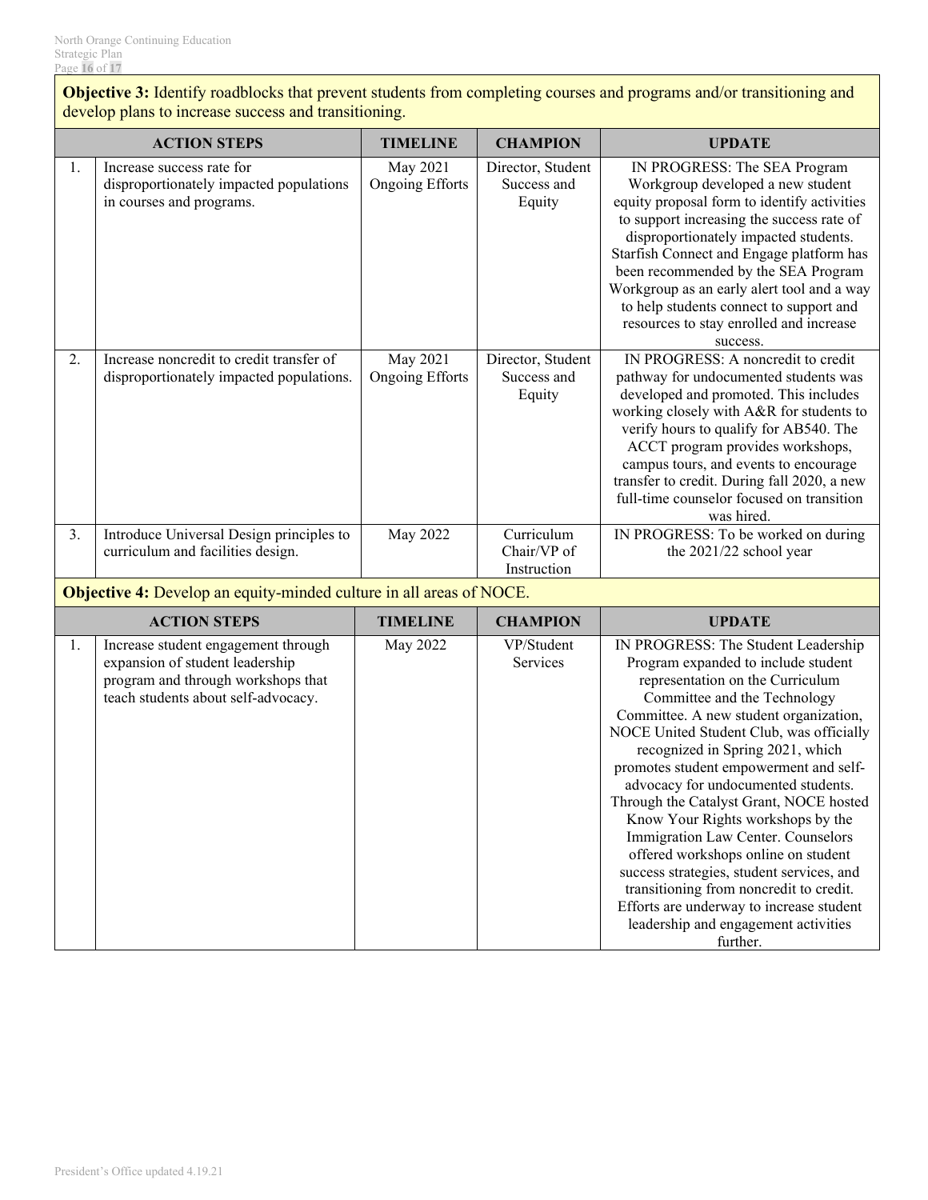**Objective 3:** Identify roadblocks that prevent students from completing courses and programs and/or transitioning and develop plans to increase success and transitioning.

| | ACTION STEPS | TIMELINE | CHAMPION | UPDATE |
|---|---|---|---|---|
| 1. | Increase success rate for disproportionately impacted populations in courses and programs. | May 2021 Ongoing Efforts | Director, Student Success and Equity | IN PROGRESS: The SEA Program Workgroup developed a new student equity proposal form to identify activities to support increasing the success rate of disproportionately impacted students. Starfish Connect and Engage platform has been recommended by the SEA Program Workgroup as an early alert tool and a way to help students connect to support and resources to stay enrolled and increase success. |
| 2. | Increase noncredit to credit transfer of disproportionately impacted populations. | May 2021 Ongoing Efforts | Director, Student Success and Equity | IN PROGRESS: A noncredit to credit pathway for undocumented students was developed and promoted. This includes working closely with A&R for students to verify hours to qualify for AB540. The ACCT program provides workshops, campus tours, and events to encourage transfer to credit. During fall 2020, a new full-time counselor focused on transition was hired. |
| 3. | Introduce Universal Design principles to curriculum and facilities design. | May 2022 | Curriculum Chair/VP of Instruction | IN PROGRESS: To be worked on during the 2021/22 school year |

**Objective 4:** Develop an equity-minded culture in all areas of NOCE.

| | ACTION STEPS | TIMELINE | CHAMPION | UPDATE |
|---|---|---|---|---|
| 1. | Increase student engagement through expansion of student leadership program and through workshops that teach students about self-advocacy. | May 2022 | VP/Student Services | IN PROGRESS: The Student Leadership Program expanded to include student representation on the Curriculum Committee and the Technology Committee. A new student organization, NOCE United Student Club, was officially recognized in Spring 2021, which promotes student empowerment and self-advocacy for undocumented students. Through the Catalyst Grant, NOCE hosted Know Your Rights workshops by the Immigration Law Center. Counselors offered workshops online on student success strategies, student services, and transitioning from noncredit to credit. Efforts are underway to increase student leadership and engagement activities further. |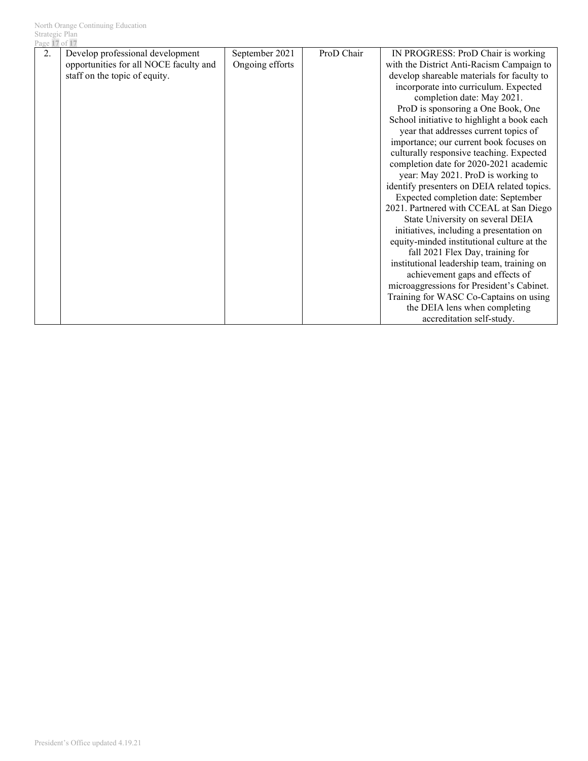| | | | | |
|---|---|---|---|---|
| 2. | Develop professional development opportunities for all NOCE faculty and staff on the topic of equity. | September 2021 Ongoing efforts | ProD Chair | IN PROGRESS: ProD Chair is working with the District Anti-Racism Campaign to develop shareable materials for faculty to incorporate into curriculum. Expected completion date: May 2021. ProD is sponsoring a One Book, One School initiative to highlight a book each year that addresses current topics of importance; our current book focuses on culturally responsive teaching. Expected completion date for 2020-2021 academic year: May 2021. ProD is working to identify presenters on DEIA related topics. Expected completion date: September 2021. Partnered with CCEAL at San Diego State University on several DEIA initiatives, including a presentation on equity-minded institutional culture at the fall 2021 Flex Day, training for institutional leadership team, training on achievement gaps and effects of microaggressions for President's Cabinet. Training for WASC Co-Captains on using the DEIA lens when completing accreditation self-study. |

President's Office updated 4.19.21